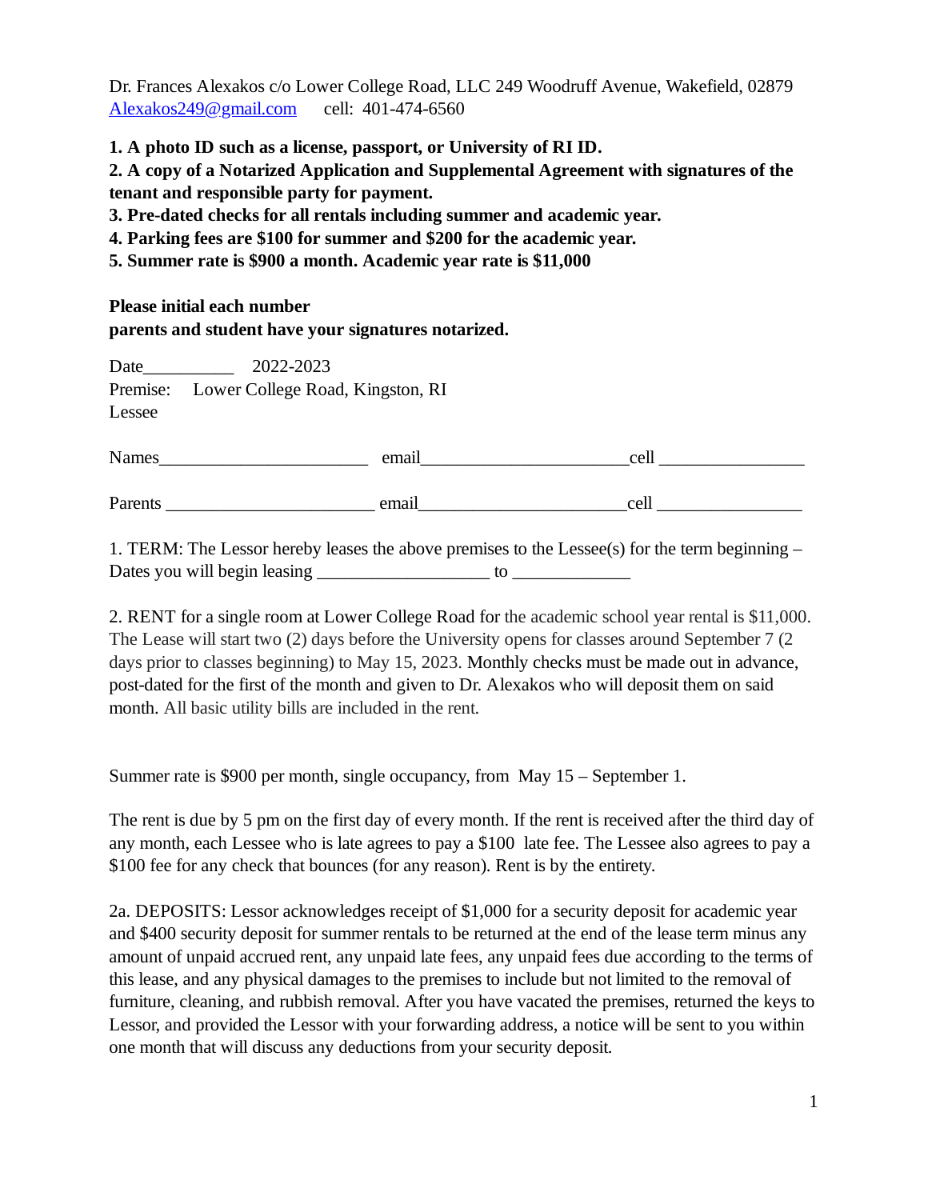Dr. Frances Alexakos c/o Lower College Road, LLC 249 Woodruff Avenue, Wakefield, 02879
Alexakos249@gmail.com      cell:  401-474-6560

**1. A photo ID such as a license, passport, or University of RI ID.**
**2. A copy of a Notarized Application and Supplemental Agreement with signatures of the tenant and responsible party for payment.**
**3. Pre-dated checks for all rentals including summer and academic year.**
**4. Parking fees are $100 for summer and $200 for the academic year.**
**5. Summer rate is $900 a month. Academic year rate is $11,000**

**Please initial each number**
**parents and student have your signatures notarized.**

Date__________    2022-2023
Premise:    Lower College Road, Kingston, RI
Lessee

Names______________________    email______________________cell ________________

Parents ______________________ email______________________cell ________________

1. TERM: The Lessor hereby leases the above premises to the Lessee(s) for the term beginning – Dates you will begin leasing __________________ to ____________

2. RENT for a single room at Lower College Road for the academic school year rental is $11,000. The Lease will start two (2) days before the University opens for classes around September 7 (2 days prior to classes beginning) to May 15, 2023. Monthly checks must be made out in advance, post-dated for the first of the month and given to Dr. Alexakos who will deposit them on said month. All basic utility bills are included in the rent.

Summer rate is $900 per month, single occupancy, from May 15 – September 1.

The rent is due by 5 pm on the first day of every month. If the rent is received after the third day of any month, each Lessee who is late agrees to pay a $100 late fee. The Lessee also agrees to pay a $100 fee for any check that bounces (for any reason). Rent is by the entirety.

2a. DEPOSITS: Lessor acknowledges receipt of $1,000 for a security deposit for academic year and $400 security deposit for summer rentals to be returned at the end of the lease term minus any amount of unpaid accrued rent, any unpaid late fees, any unpaid fees due according to the terms of this lease, and any physical damages to the premises to include but not limited to the removal of furniture, cleaning, and rubbish removal. After you have vacated the premises, returned the keys to Lessor, and provided the Lessor with your forwarding address, a notice will be sent to you within one month that will discuss any deductions from your security deposit.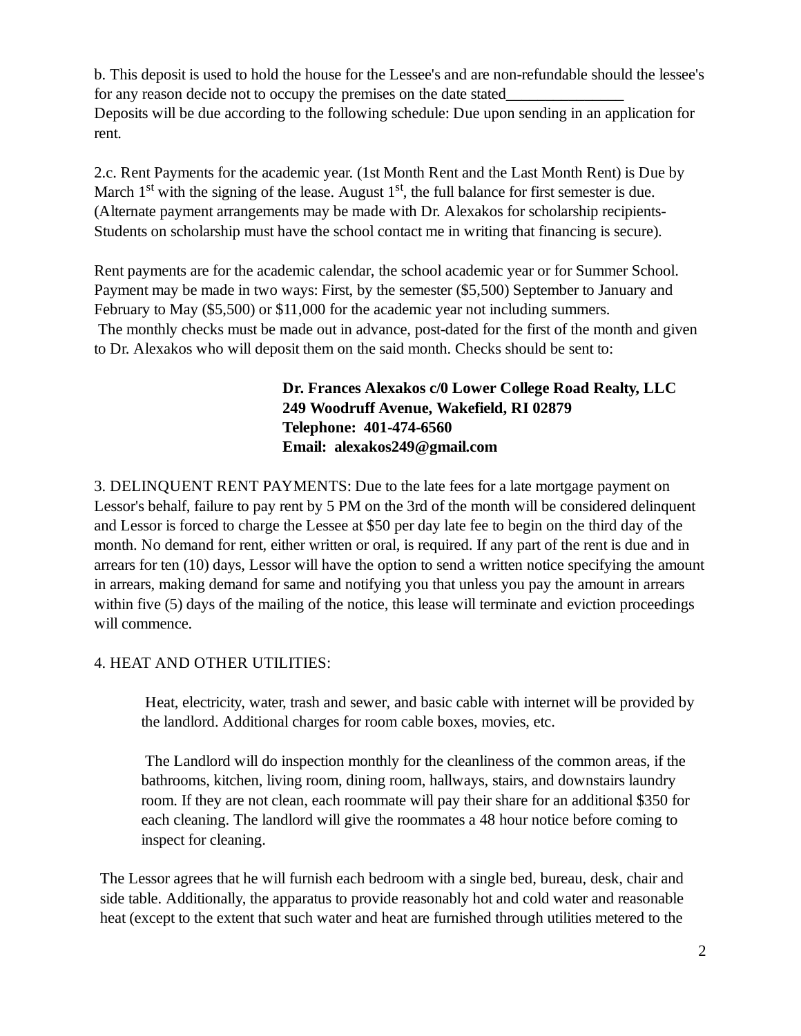b. This deposit is used to hold the house for the Lessee's and are non-refundable should the lessee's for any reason decide not to occupy the premises on the date stated_______________
Deposits will be due according to the following schedule: Due upon sending in an application for rent.

2.c. Rent Payments for the academic year. (1st Month Rent and the Last Month Rent) is Due by March 1st with the signing of the lease. August 1st, the full balance for first semester is due. (Alternate payment arrangements may be made with Dr. Alexakos for scholarship recipients-Students on scholarship must have the school contact me in writing that financing is secure).

Rent payments are for the academic calendar, the school academic year or for Summer School. Payment may be made in two ways: First, by the semester ($5,500) September to January and February to May ($5,500) or $11,000 for the academic year not including summers.
The monthly checks must be made out in advance, post-dated for the first of the month and given to Dr. Alexakos who will deposit them on the said month. Checks should be sent to:

> **Dr. Frances Alexakos c/0 Lower College Road Realty, LLC**
> **249 Woodruff Avenue, Wakefield, RI 02879**
> **Telephone: 401-474-6560**
> **Email: alexakos249@gmail.com**

3. DELINQUENT RENT PAYMENTS: Due to the late fees for a late mortgage payment on Lessor's behalf, failure to pay rent by 5 PM on the 3rd of the month will be considered delinquent and Lessor is forced to charge the Lessee at $50 per day late fee to begin on the third day of the month. No demand for rent, either written or oral, is required. If any part of the rent is due and in arrears for ten (10) days, Lessor will have the option to send a written notice specifying the amount in arrears, making demand for same and notifying you that unless you pay the amount in arrears within five (5) days of the mailing of the notice, this lease will terminate and eviction proceedings will commence.

4. HEAT AND OTHER UTILITIES:

Heat, electricity, water, trash and sewer, and basic cable with internet will be provided by the landlord. Additional charges for room cable boxes, movies, etc.

The Landlord will do inspection monthly for the cleanliness of the common areas, if the bathrooms, kitchen, living room, dining room, hallways, stairs, and downstairs laundry room. If they are not clean, each roommate will pay their share for an additional $350 for each cleaning. The landlord will give the roommates a 48 hour notice before coming to inspect for cleaning.

The Lessor agrees that he will furnish each bedroom with a single bed, bureau, desk, chair and side table. Additionally, the apparatus to provide reasonably hot and cold water and reasonable heat (except to the extent that such water and heat are furnished through utilities metered to the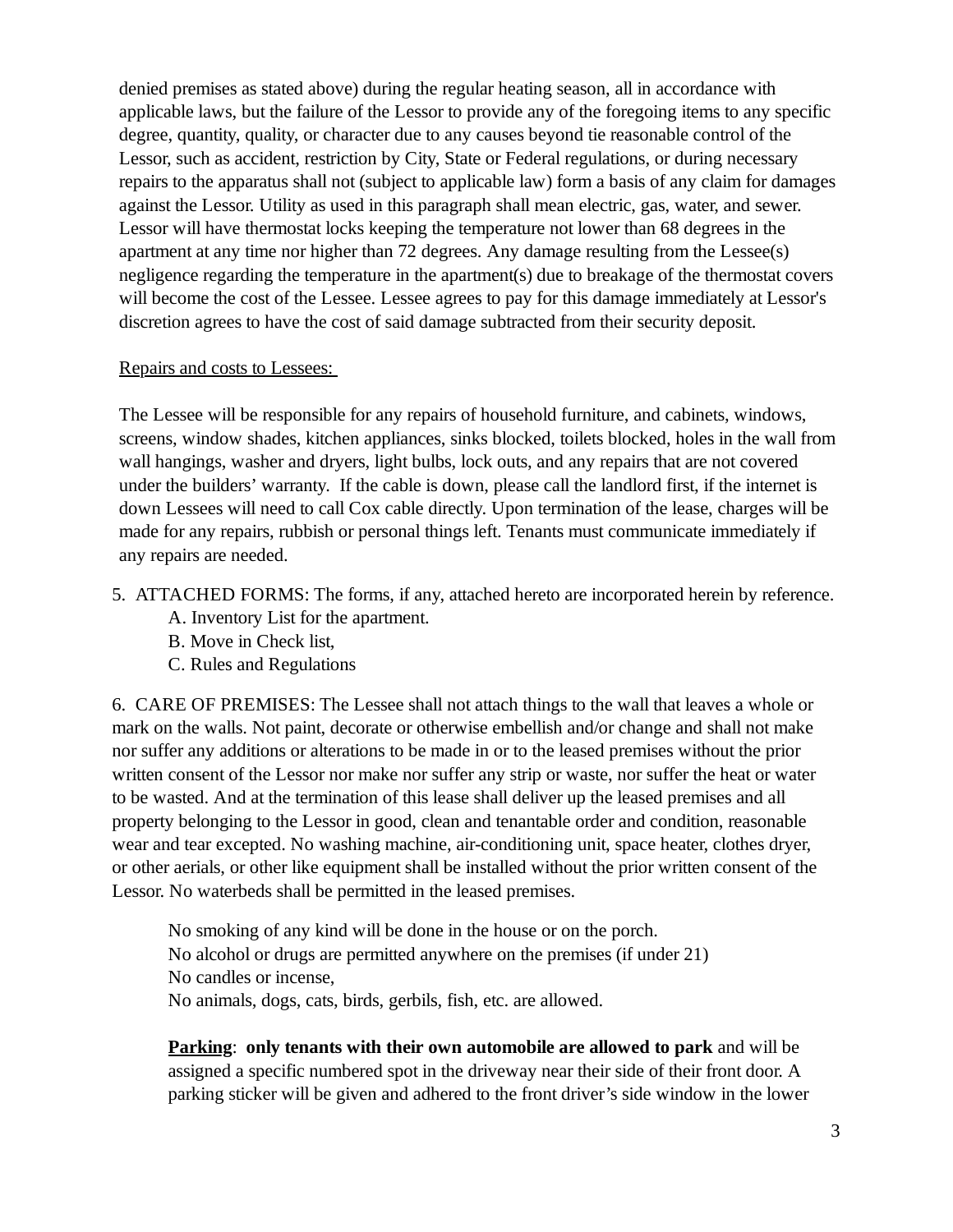denied premises as stated above) during the regular heating season, all in accordance with applicable laws, but the failure of the Lessor to provide any of the foregoing items to any specific degree, quantity, quality, or character due to any causes beyond tie reasonable control of the Lessor, such as accident, restriction by City, State or Federal regulations, or during necessary repairs to the apparatus shall not (subject to applicable law) form a basis of any claim for damages against the Lessor. Utility as used in this paragraph shall mean electric, gas, water, and sewer. Lessor will have thermostat locks keeping the temperature not lower than 68 degrees in the apartment at any time nor higher than 72 degrees. Any damage resulting from the Lessee(s) negligence regarding the temperature in the apartment(s) due to breakage of the thermostat covers will become the cost of the Lessee. Lessee agrees to pay for this damage immediately at Lessor's discretion agrees to have the cost of said damage subtracted from their security deposit.

<u>Repairs and costs to Lessees:</u>

The Lessee will be responsible for any repairs of household furniture, and cabinets, windows, screens, window shades, kitchen appliances, sinks blocked, toilets blocked, holes in the wall from wall hangings, washer and dryers, light bulbs, lock outs, and any repairs that are not covered under the builders' warranty. If the cable is down, please call the landlord first, if the internet is down Lessees will need to call Cox cable directly. Upon termination of the lease, charges will be made for any repairs, rubbish or personal things left. Tenants must communicate immediately if any repairs are needed.

5. ATTACHED FORMS: The forms, if any, attached hereto are incorporated herein by reference.
   A. Inventory List for the apartment.
   B. Move in Check list,
   C. Rules and Regulations

6. CARE OF PREMISES: The Lessee shall not attach things to the wall that leaves a whole or mark on the walls. Not paint, decorate or otherwise embellish and/or change and shall not make nor suffer any additions or alterations to be made in or to the leased premises without the prior written consent of the Lessor nor make nor suffer any strip or waste, nor suffer the heat or water to be wasted. And at the termination of this lease shall deliver up the leased premises and all property belonging to the Lessor in good, clean and tenantable order and condition, reasonable wear and tear excepted. No washing machine, air-conditioning unit, space heater, clothes dryer, or other aerials, or other like equipment shall be installed without the prior written consent of the Lessor. No waterbeds shall be permitted in the leased premises.

No smoking of any kind will be done in the house or on the porch.
No alcohol or drugs are permitted anywhere on the premises (if under 21)
No candles or incense,
No animals, dogs, cats, birds, gerbils, fish, etc. are allowed.

**<u>Parking</u>**: **only tenants with their own automobile are allowed to park** and will be assigned a specific numbered spot in the driveway near their side of their front door. A parking sticker will be given and adhered to the front driver's side window in the lower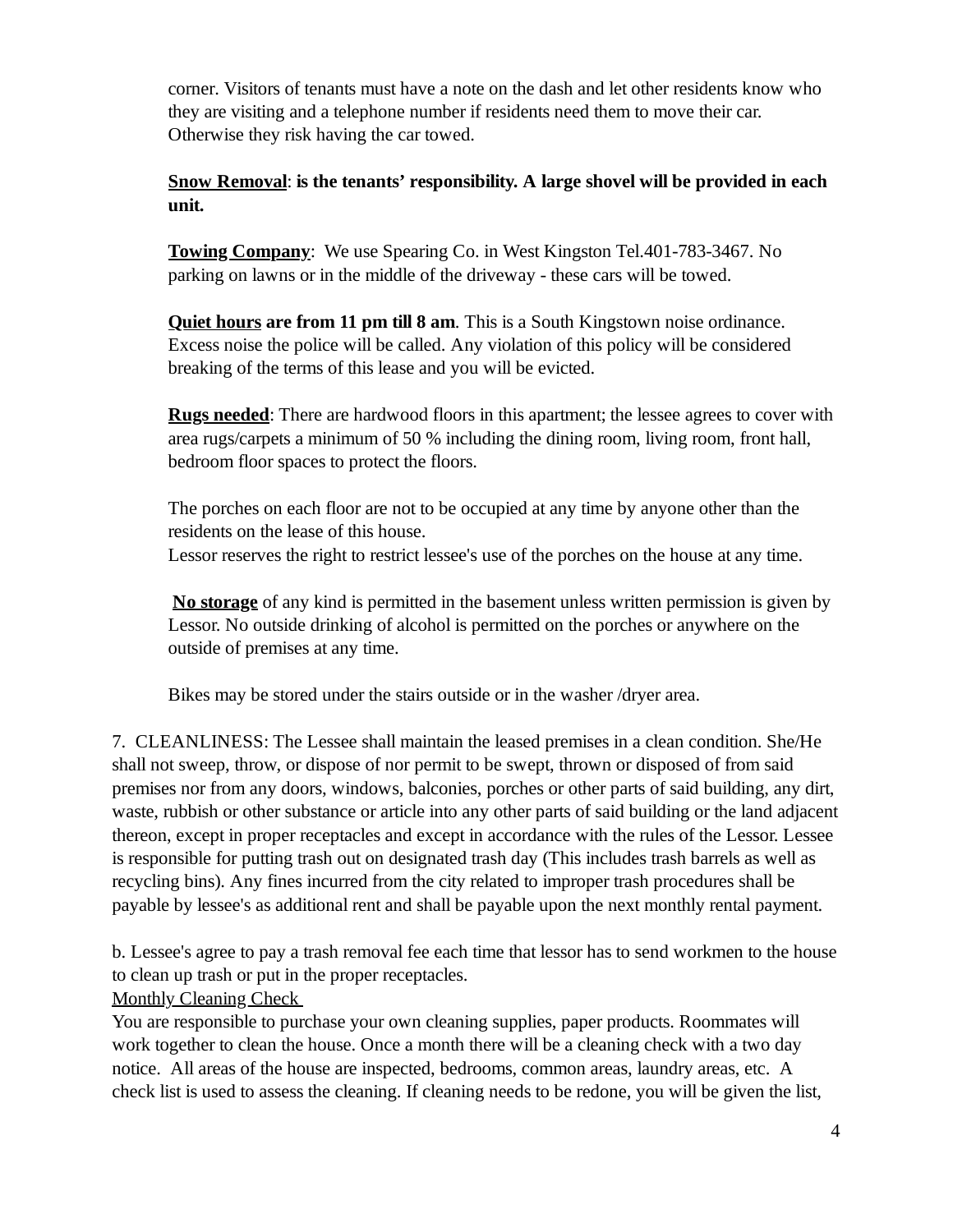corner. Visitors of tenants must have a note on the dash and let other residents know who they are visiting and a telephone number if residents need them to move their car. Otherwise they risk having the car towed.

**Snow Removal**: **is the tenants' responsibility. A large shovel will be provided in each unit.**

**Towing Company**: We use Spearing Co. in West Kingston Tel.401-783-3467. No parking on lawns or in the middle of the driveway - these cars will be towed.

**Quiet hours are from 11 pm till 8 am**. This is a South Kingstown noise ordinance. Excess noise the police will be called. Any violation of this policy will be considered breaking of the terms of this lease and you will be evicted.

**Rugs needed**: There are hardwood floors in this apartment; the lessee agrees to cover with area rugs/carpets a minimum of 50 % including the dining room, living room, front hall, bedroom floor spaces to protect the floors.

The porches on each floor are not to be occupied at any time by anyone other than the residents on the lease of this house.
Lessor reserves the right to restrict lessee's use of the porches on the house at any time.

**No storage** of any kind is permitted in the basement unless written permission is given by Lessor. No outside drinking of alcohol is permitted on the porches or anywhere on the outside of premises at any time.

Bikes may be stored under the stairs outside or in the washer /dryer area.

7. CLEANLINESS: The Lessee shall maintain the leased premises in a clean condition. She/He shall not sweep, throw, or dispose of nor permit to be swept, thrown or disposed of from said premises nor from any doors, windows, balconies, porches or other parts of said building, any dirt, waste, rubbish or other substance or article into any other parts of said building or the land adjacent thereon, except in proper receptacles and except in accordance with the rules of the Lessor. Lessee is responsible for putting trash out on designated trash day (This includes trash barrels as well as recycling bins). Any fines incurred from the city related to improper trash procedures shall be payable by lessee's as additional rent and shall be payable upon the next monthly rental payment.

b. Lessee's agree to pay a trash removal fee each time that lessor has to send workmen to the house to clean up trash or put in the proper receptacles.
Monthly Cleaning Check
You are responsible to purchase your own cleaning supplies, paper products. Roommates will work together to clean the house. Once a month there will be a cleaning check with a two day notice. All areas of the house are inspected, bedrooms, common areas, laundry areas, etc. A check list is used to assess the cleaning. If cleaning needs to be redone, you will be given the list,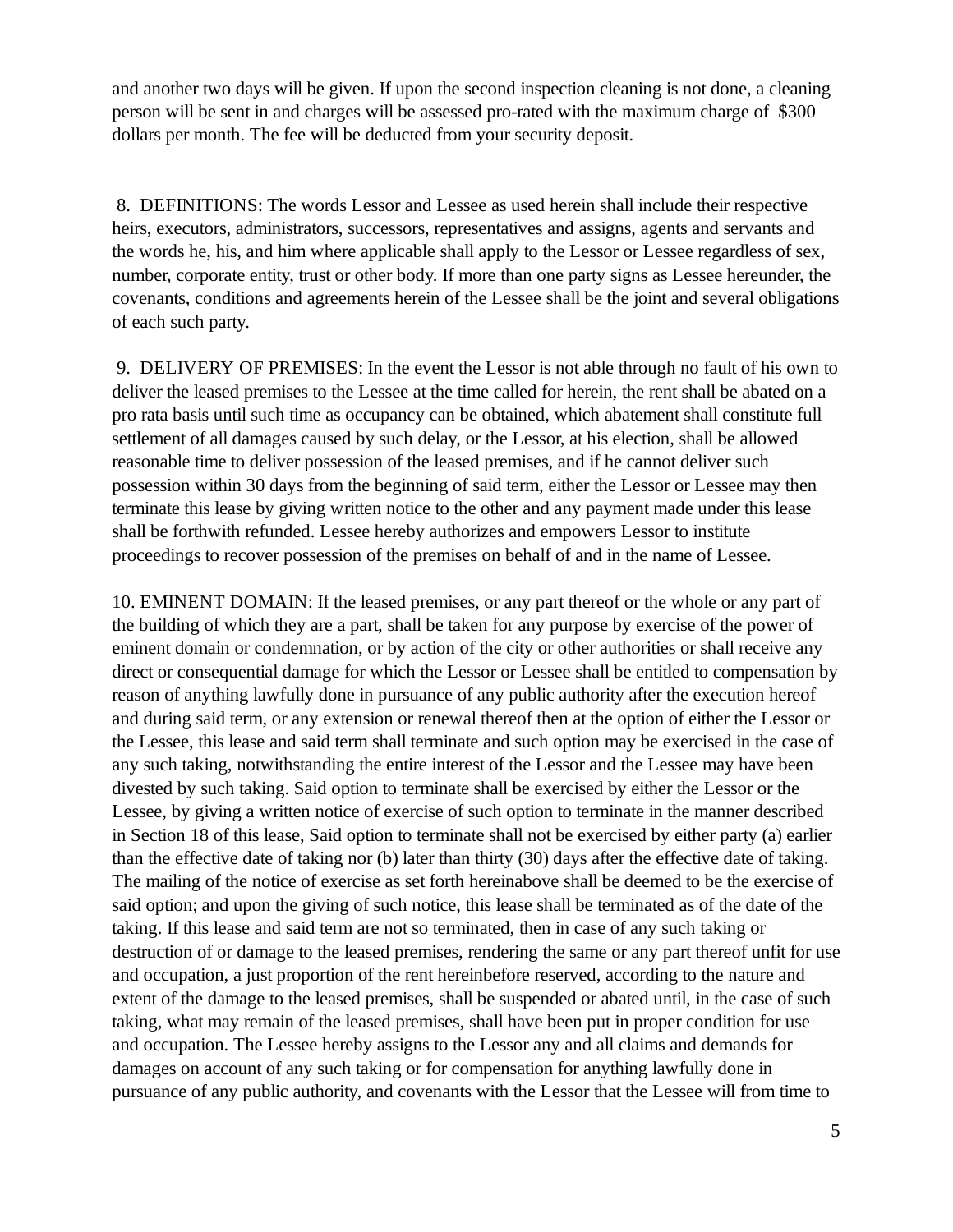and another two days will be given. If upon the second inspection cleaning is not done, a cleaning person will be sent in and charges will be assessed pro-rated with the maximum charge of $300 dollars per month. The fee will be deducted from your security deposit.

8. DEFINITIONS: The words Lessor and Lessee as used herein shall include their respective heirs, executors, administrators, successors, representatives and assigns, agents and servants and the words he, his, and him where applicable shall apply to the Lessor or Lessee regardless of sex, number, corporate entity, trust or other body. If more than one party signs as Lessee hereunder, the covenants, conditions and agreements herein of the Lessee shall be the joint and several obligations of each such party.

9. DELIVERY OF PREMISES: In the event the Lessor is not able through no fault of his own to deliver the leased premises to the Lessee at the time called for herein, the rent shall be abated on a pro rata basis until such time as occupancy can be obtained, which abatement shall constitute full settlement of all damages caused by such delay, or the Lessor, at his election, shall be allowed reasonable time to deliver possession of the leased premises, and if he cannot deliver such possession within 30 days from the beginning of said term, either the Lessor or Lessee may then terminate this lease by giving written notice to the other and any payment made under this lease shall be forthwith refunded. Lessee hereby authorizes and empowers Lessor to institute proceedings to recover possession of the premises on behalf of and in the name of Lessee.

10. EMINENT DOMAIN: If the leased premises, or any part thereof or the whole or any part of the building of which they are a part, shall be taken for any purpose by exercise of the power of eminent domain or condemnation, or by action of the city or other authorities or shall receive any direct or consequential damage for which the Lessor or Lessee shall be entitled to compensation by reason of anything lawfully done in pursuance of any public authority after the execution hereof and during said term, or any extension or renewal thereof then at the option of either the Lessor or the Lessee, this lease and said term shall terminate and such option may be exercised in the case of any such taking, notwithstanding the entire interest of the Lessor and the Lessee may have been divested by such taking. Said option to terminate shall be exercised by either the Lessor or the Lessee, by giving a written notice of exercise of such option to terminate in the manner described in Section 18 of this lease, Said option to terminate shall not be exercised by either party (a) earlier than the effective date of taking nor (b) later than thirty (30) days after the effective date of taking. The mailing of the notice of exercise as set forth hereinabove shall be deemed to be the exercise of said option; and upon the giving of such notice, this lease shall be terminated as of the date of the taking. If this lease and said term are not so terminated, then in case of any such taking or destruction of or damage to the leased premises, rendering the same or any part thereof unfit for use and occupation, a just proportion of the rent hereinbefore reserved, according to the nature and extent of the damage to the leased premises, shall be suspended or abated until, in the case of such taking, what may remain of the leased premises, shall have been put in proper condition for use and occupation. The Lessee hereby assigns to the Lessor any and all claims and demands for damages on account of any such taking or for compensation for anything lawfully done in pursuance of any public authority, and covenants with the Lessor that the Lessee will from time to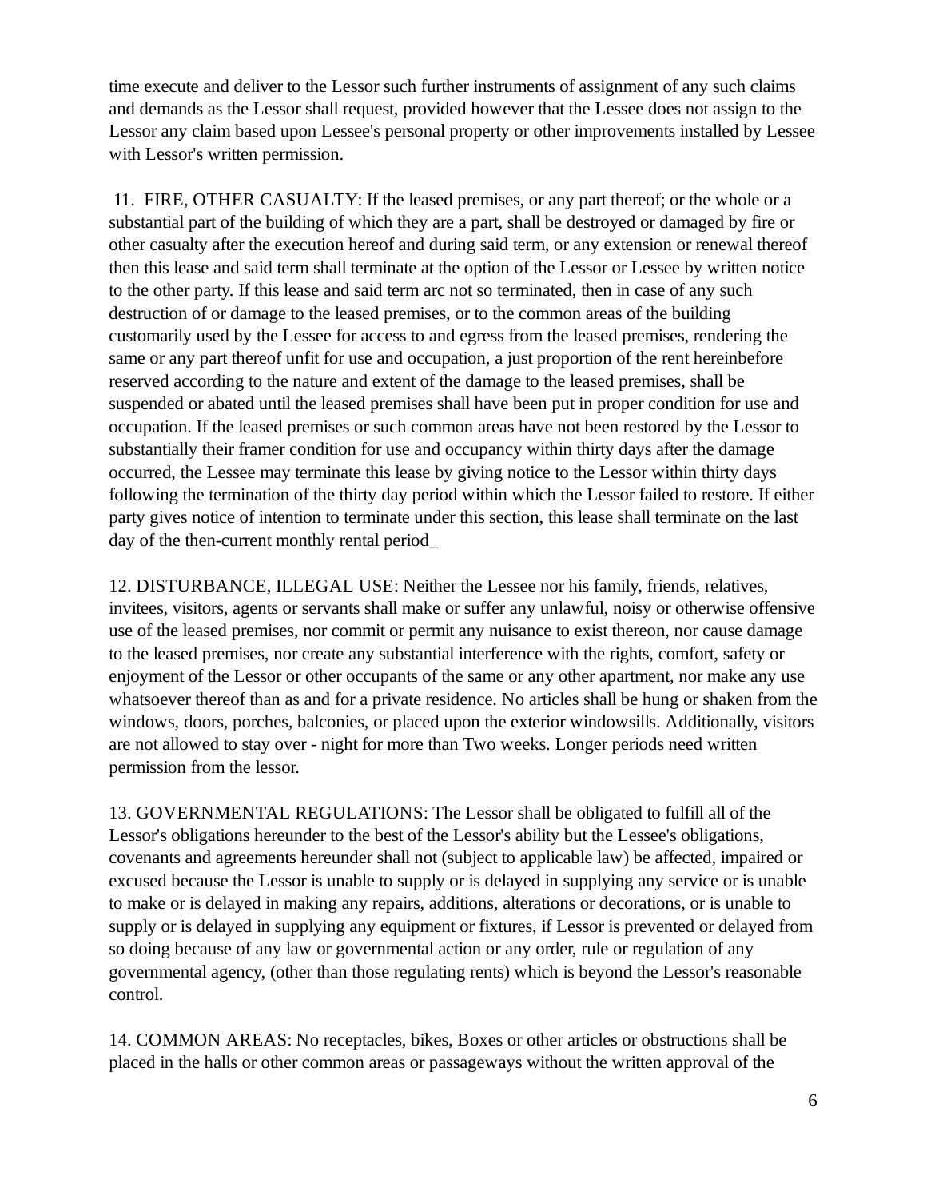time execute and deliver to the Lessor such further instruments of assignment of any such claims and demands as the Lessor shall request, provided however that the Lessee does not assign to the Lessor any claim based upon Lessee's personal property or other improvements installed by Lessee with Lessor's written permission.

11. FIRE, OTHER CASUALTY: If the leased premises, or any part thereof; or the whole or a substantial part of the building of which they are a part, shall be destroyed or damaged by fire or other casualty after the execution hereof and during said term, or any extension or renewal thereof then this lease and said term shall terminate at the option of the Lessor or Lessee by written notice to the other party. If this lease and said term arc not so terminated, then in case of any such destruction of or damage to the leased premises, or to the common areas of the building customarily used by the Lessee for access to and egress from the leased premises, rendering the same or any part thereof unfit for use and occupation, a just proportion of the rent hereinbefore reserved according to the nature and extent of the damage to the leased premises, shall be suspended or abated until the leased premises shall have been put in proper condition for use and occupation. If the leased premises or such common areas have not been restored by the Lessor to substantially their framer condition for use and occupancy within thirty days after the damage occurred, the Lessee may terminate this lease by giving notice to the Lessor within thirty days following the termination of the thirty day period within which the Lessor failed to restore. If either party gives notice of intention to terminate under this section, this lease shall terminate on the last day of the then-current monthly rental period_

12. DISTURBANCE, ILLEGAL USE: Neither the Lessee nor his family, friends, relatives, invitees, visitors, agents or servants shall make or suffer any unlawful, noisy or otherwise offensive use of the leased premises, nor commit or permit any nuisance to exist thereon, nor cause damage to the leased premises, nor create any substantial interference with the rights, comfort, safety or enjoyment of the Lessor or other occupants of the same or any other apartment, nor make any use whatsoever thereof than as and for a private residence. No articles shall be hung or shaken from the windows, doors, porches, balconies, or placed upon the exterior windowsills. Additionally, visitors are not allowed to stay over - night for more than Two weeks. Longer periods need written permission from the lessor.

13. GOVERNMENTAL REGULATIONS: The Lessor shall be obligated to fulfill all of the Lessor's obligations hereunder to the best of the Lessor's ability but the Lessee's obligations, covenants and agreements hereunder shall not (subject to applicable law) be affected, impaired or excused because the Lessor is unable to supply or is delayed in supplying any service or is unable to make or is delayed in making any repairs, additions, alterations or decorations, or is unable to supply or is delayed in supplying any equipment or fixtures, if Lessor is prevented or delayed from so doing because of any law or governmental action or any order, rule or regulation of any governmental agency, (other than those regulating rents) which is beyond the Lessor's reasonable control.

14. COMMON AREAS: No receptacles, bikes, Boxes or other articles or obstructions shall be placed in the halls or other common areas or passageways without the written approval of the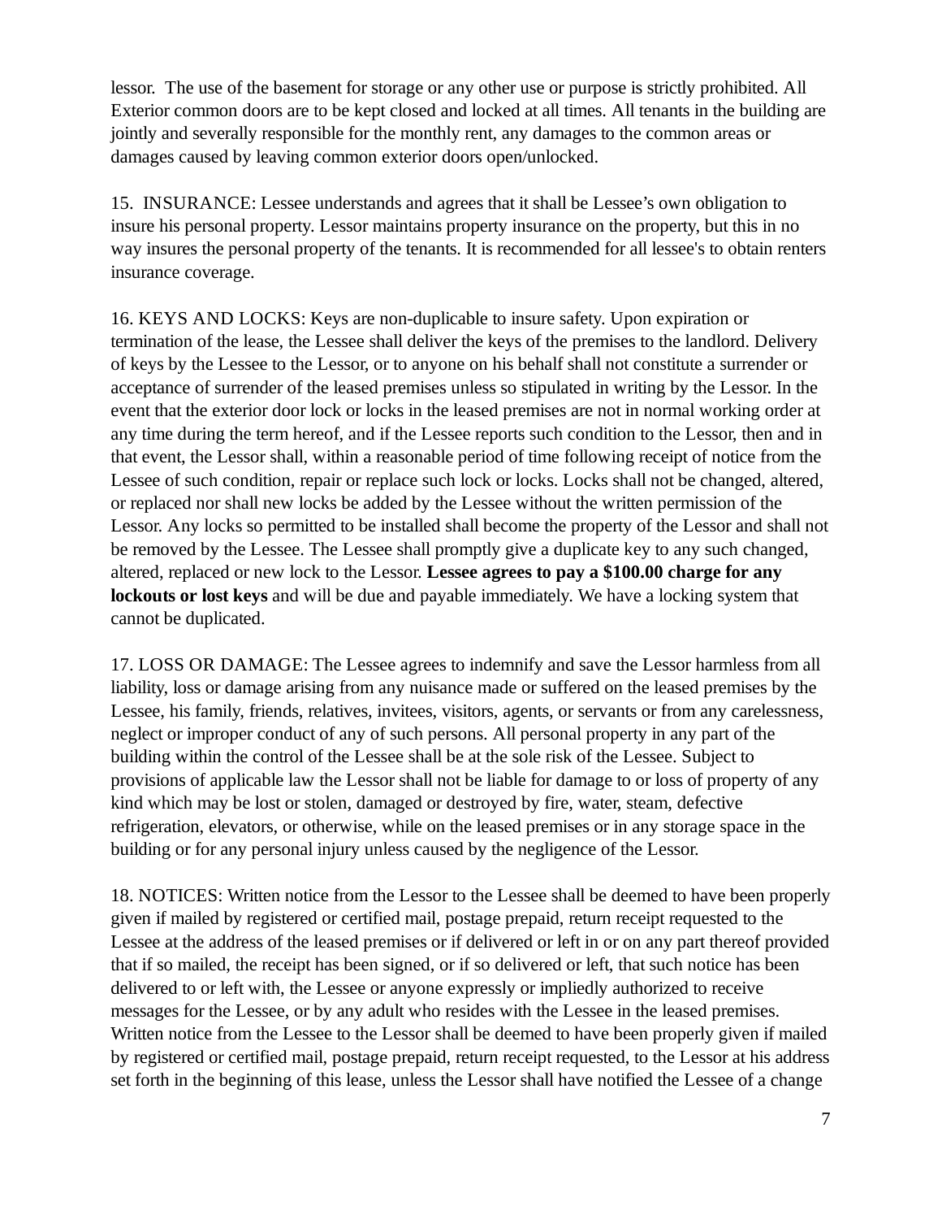lessor. The use of the basement for storage or any other use or purpose is strictly prohibited. All Exterior common doors are to be kept closed and locked at all times. All tenants in the building are jointly and severally responsible for the monthly rent, any damages to the common areas or damages caused by leaving common exterior doors open/unlocked.

15. INSURANCE: Lessee understands and agrees that it shall be Lessee's own obligation to insure his personal property. Lessor maintains property insurance on the property, but this in no way insures the personal property of the tenants. It is recommended for all lessee's to obtain renters insurance coverage.

16. KEYS AND LOCKS: Keys are non-duplicable to insure safety. Upon expiration or termination of the lease, the Lessee shall deliver the keys of the premises to the landlord. Delivery of keys by the Lessee to the Lessor, or to anyone on his behalf shall not constitute a surrender or acceptance of surrender of the leased premises unless so stipulated in writing by the Lessor. In the event that the exterior door lock or locks in the leased premises are not in normal working order at any time during the term hereof, and if the Lessee reports such condition to the Lessor, then and in that event, the Lessor shall, within a reasonable period of time following receipt of notice from the Lessee of such condition, repair or replace such lock or locks. Locks shall not be changed, altered, or replaced nor shall new locks be added by the Lessee without the written permission of the Lessor. Any locks so permitted to be installed shall become the property of the Lessor and shall not be removed by the Lessee. The Lessee shall promptly give a duplicate key to any such changed, altered, replaced or new lock to the Lessor. **Lessee agrees to pay a $100.00 charge for any lockouts or lost keys** and will be due and payable immediately. We have a locking system that cannot be duplicated.

17. LOSS OR DAMAGE: The Lessee agrees to indemnify and save the Lessor harmless from all liability, loss or damage arising from any nuisance made or suffered on the leased premises by the Lessee, his family, friends, relatives, invitees, visitors, agents, or servants or from any carelessness, neglect or improper conduct of any of such persons. All personal property in any part of the building within the control of the Lessee shall be at the sole risk of the Lessee. Subject to provisions of applicable law the Lessor shall not be liable for damage to or loss of property of any kind which may be lost or stolen, damaged or destroyed by fire, water, steam, defective refrigeration, elevators, or otherwise, while on the leased premises or in any storage space in the building or for any personal injury unless caused by the negligence of the Lessor.

18. NOTICES: Written notice from the Lessor to the Lessee shall be deemed to have been properly given if mailed by registered or certified mail, postage prepaid, return receipt requested to the Lessee at the address of the leased premises or if delivered or left in or on any part thereof provided that if so mailed, the receipt has been signed, or if so delivered or left, that such notice has been delivered to or left with, the Lessee or anyone expressly or impliedly authorized to receive messages for the Lessee, or by any adult who resides with the Lessee in the leased premises. Written notice from the Lessee to the Lessor shall be deemed to have been properly given if mailed by registered or certified mail, postage prepaid, return receipt requested, to the Lessor at his address set forth in the beginning of this lease, unless the Lessor shall have notified the Lessee of a change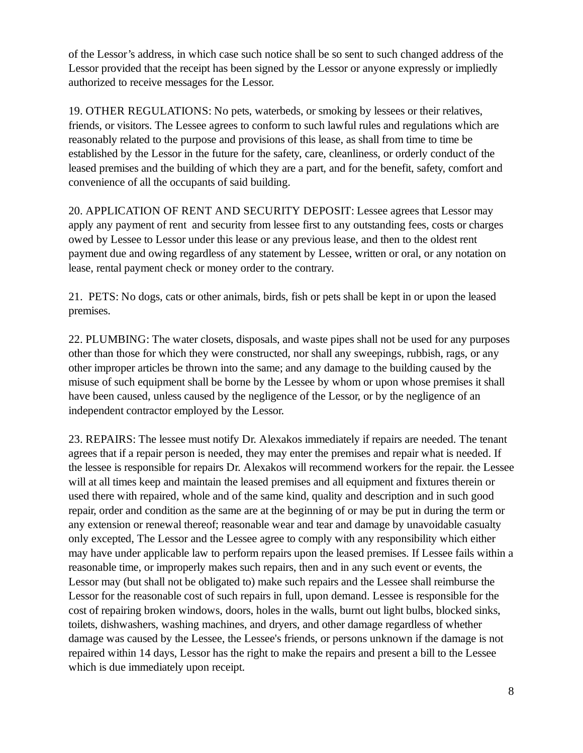of the Lessor's address, in which case such notice shall be so sent to such changed address of the Lessor provided that the receipt has been signed by the Lessor or anyone expressly or impliedly authorized to receive messages for the Lessor.

19. OTHER REGULATIONS: No pets, waterbeds, or smoking by lessees or their relatives, friends, or visitors. The Lessee agrees to conform to such lawful rules and regulations which are reasonably related to the purpose and provisions of this lease, as shall from time to time be established by the Lessor in the future for the safety, care, cleanliness, or orderly conduct of the leased premises and the building of which they are a part, and for the benefit, safety, comfort and convenience of all the occupants of said building.

20. APPLICATION OF RENT AND SECURITY DEPOSIT: Lessee agrees that Lessor may apply any payment of rent and security from lessee first to any outstanding fees, costs or charges owed by Lessee to Lessor under this lease or any previous lease, and then to the oldest rent payment due and owing regardless of any statement by Lessee, written or oral, or any notation on lease, rental payment check or money order to the contrary.

21. PETS: No dogs, cats or other animals, birds, fish or pets shall be kept in or upon the leased premises.

22. PLUMBING: The water closets, disposals, and waste pipes shall not be used for any purposes other than those for which they were constructed, nor shall any sweepings, rubbish, rags, or any other improper articles be thrown into the same; and any damage to the building caused by the misuse of such equipment shall be borne by the Lessee by whom or upon whose premises it shall have been caused, unless caused by the negligence of the Lessor, or by the negligence of an independent contractor employed by the Lessor.

23. REPAIRS: The lessee must notify Dr. Alexakos immediately if repairs are needed. The tenant agrees that if a repair person is needed, they may enter the premises and repair what is needed. If the lessee is responsible for repairs Dr. Alexakos will recommend workers for the repair. the Lessee will at all times keep and maintain the leased premises and all equipment and fixtures therein or used there with repaired, whole and of the same kind, quality and description and in such good repair, order and condition as the same are at the beginning of or may be put in during the term or any extension or renewal thereof; reasonable wear and tear and damage by unavoidable casualty only excepted, The Lessor and the Lessee agree to comply with any responsibility which either may have under applicable law to perform repairs upon the leased premises. If Lessee fails within a reasonable time, or improperly makes such repairs, then and in any such event or events, the Lessor may (but shall not be obligated to) make such repairs and the Lessee shall reimburse the Lessor for the reasonable cost of such repairs in full, upon demand. Lessee is responsible for the cost of repairing broken windows, doors, holes in the walls, burnt out light bulbs, blocked sinks, toilets, dishwashers, washing machines, and dryers, and other damage regardless of whether damage was caused by the Lessee, the Lessee's friends, or persons unknown if the damage is not repaired within 14 days, Lessor has the right to make the repairs and present a bill to the Lessee which is due immediately upon receipt.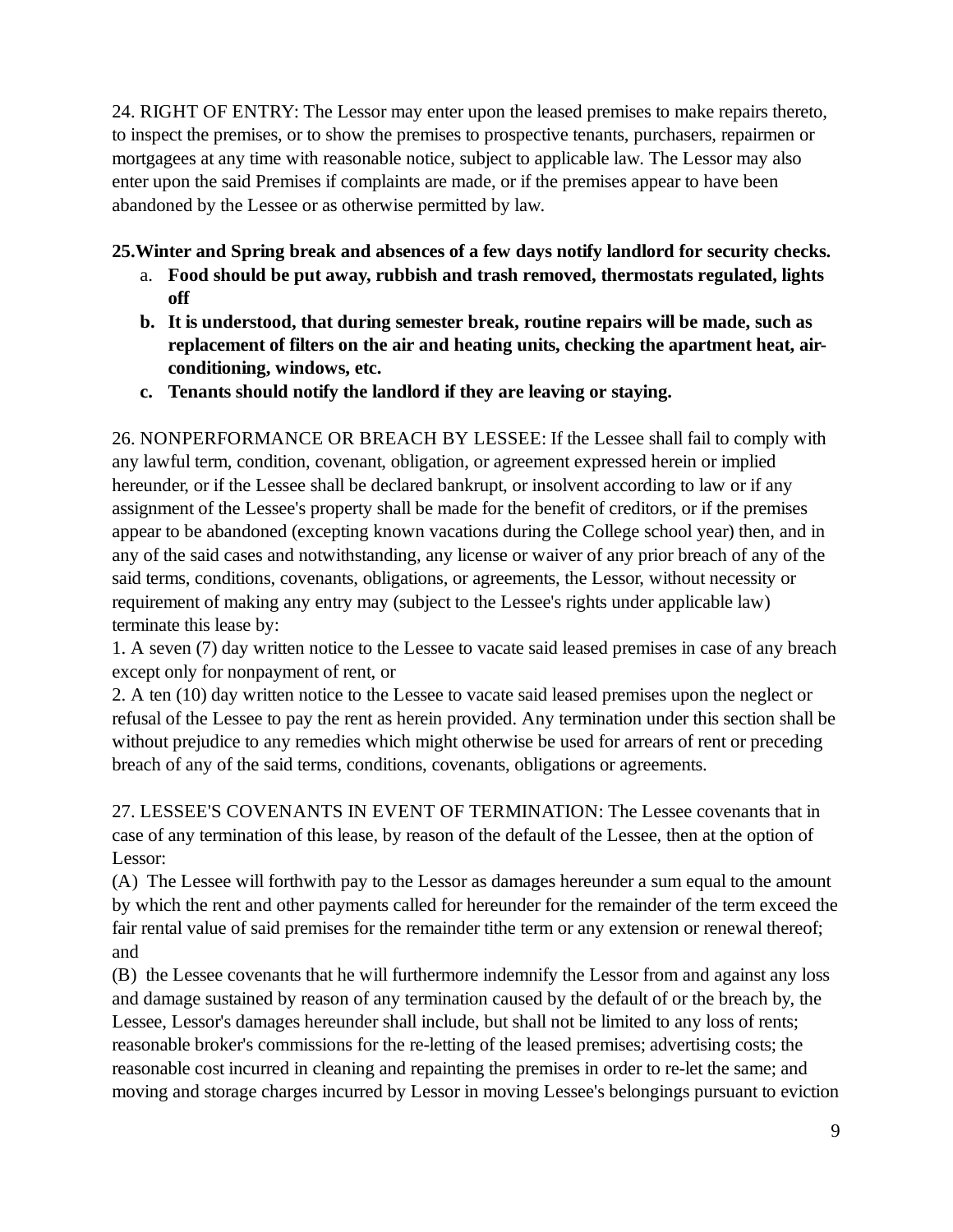24. RIGHT OF ENTRY: The Lessor may enter upon the leased premises to make repairs thereto, to inspect the premises, or to show the premises to prospective tenants, purchasers, repairmen or mortgagees at any time with reasonable notice, subject to applicable law. The Lessor may also enter upon the said Premises if complaints are made, or if the premises appear to have been abandoned by the Lessee or as otherwise permitted by law.

**25.Winter and Spring break and absences of a few days notify landlord for security checks.**

a. **Food should be put away, rubbish and trash removed, thermostats regulated, lights off**
b. **It is understood, that during semester break, routine repairs will be made, such as replacement of filters on the air and heating units, checking the apartment heat, air-conditioning, windows, etc.**
c. **Tenants should notify the landlord if they are leaving or staying.**

26. NONPERFORMANCE OR BREACH BY LESSEE: If the Lessee shall fail to comply with any lawful term, condition, covenant, obligation, or agreement expressed herein or implied hereunder, or if the Lessee shall be declared bankrupt, or insolvent according to law or if any assignment of the Lessee's property shall be made for the benefit of creditors, or if the premises appear to be abandoned (excepting known vacations during the College school year) then, and in any of the said cases and notwithstanding, any license or waiver of any prior breach of any of the said terms, conditions, covenants, obligations, or agreements, the Lessor, without necessity or requirement of making any entry may (subject to the Lessee's rights under applicable law) terminate this lease by:

1. A seven (7) day written notice to the Lessee to vacate said leased premises in case of any breach except only for nonpayment of rent, or
2. A ten (10) day written notice to the Lessee to vacate said leased premises upon the neglect or refusal of the Lessee to pay the rent as herein provided. Any termination under this section shall be without prejudice to any remedies which might otherwise be used for arrears of rent or preceding breach of any of the said terms, conditions, covenants, obligations or agreements.

27. LESSEE'S COVENANTS IN EVENT OF TERMINATION: The Lessee covenants that in case of any termination of this lease, by reason of the default of the Lessee, then at the option of Lessor:

(A) The Lessee will forthwith pay to the Lessor as damages hereunder a sum equal to the amount by which the rent and other payments called for hereunder for the remainder of the term exceed the fair rental value of said premises for the remainder tithe term or any extension or renewal thereof; and

(B) the Lessee covenants that he will furthermore indemnify the Lessor from and against any loss and damage sustained by reason of any termination caused by the default of or the breach by, the Lessee, Lessor's damages hereunder shall include, but shall not be limited to any loss of rents; reasonable broker's commissions for the re-letting of the leased premises; advertising costs; the reasonable cost incurred in cleaning and repainting the premises in order to re-let the same; and moving and storage charges incurred by Lessor in moving Lessee's belongings pursuant to eviction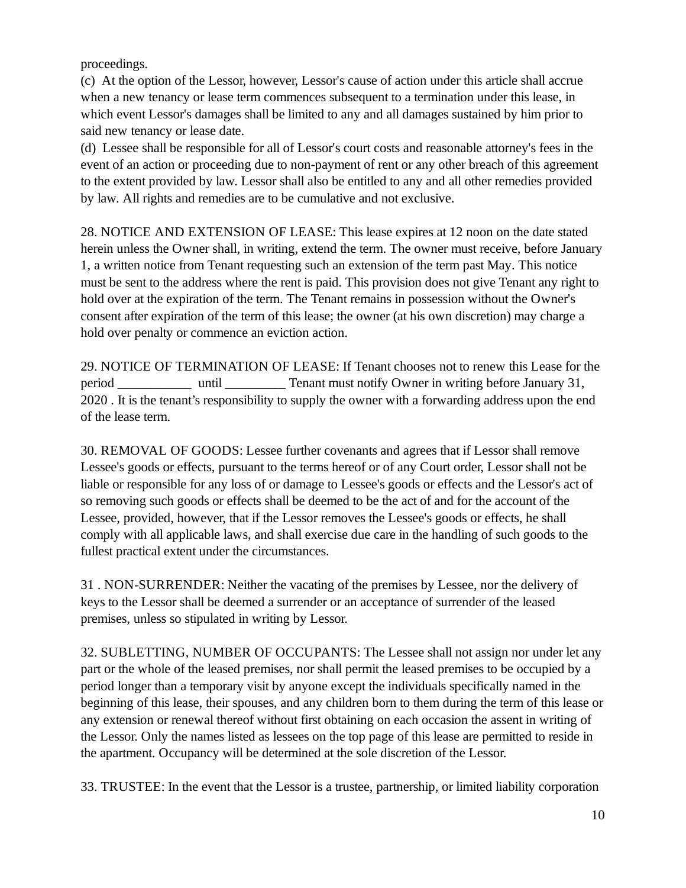proceedings.

(c) At the option of the Lessor, however, Lessor's cause of action under this article shall accrue when a new tenancy or lease term commences subsequent to a termination under this lease, in which event Lessor's damages shall be limited to any and all damages sustained by him prior to said new tenancy or lease date.

(d) Lessee shall be responsible for all of Lessor's court costs and reasonable attorney's fees in the event of an action or proceeding due to non-payment of rent or any other breach of this agreement to the extent provided by law. Lessor shall also be entitled to any and all other remedies provided by law. All rights and remedies are to be cumulative and not exclusive.

28. NOTICE AND EXTENSION OF LEASE: This lease expires at 12 noon on the date stated herein unless the Owner shall, in writing, extend the term. The owner must receive, before January 1, a written notice from Tenant requesting such an extension of the term past May. This notice must be sent to the address where the rent is paid. This provision does not give Tenant any right to hold over at the expiration of the term. The Tenant remains in possession without the Owner's consent after expiration of the term of this lease; the owner (at his own discretion) may charge a hold over penalty or commence an eviction action.

29. NOTICE OF TERMINATION OF LEASE: If Tenant chooses not to renew this Lease for the period ___________ until _________ Tenant must notify Owner in writing before January 31, 2020 . It is the tenant's responsibility to supply the owner with a forwarding address upon the end of the lease term.

30. REMOVAL OF GOODS: Lessee further covenants and agrees that if Lessor shall remove Lessee's goods or effects, pursuant to the terms hereof or of any Court order, Lessor shall not be liable or responsible for any loss of or damage to Lessee's goods or effects and the Lessor's act of so removing such goods or effects shall be deemed to be the act of and for the account of the Lessee, provided, however, that if the Lessor removes the Lessee's goods or effects, he shall comply with all applicable laws, and shall exercise due care in the handling of such goods to the fullest practical extent under the circumstances.

31 . NON-SURRENDER: Neither the vacating of the premises by Lessee, nor the delivery of keys to the Lessor shall be deemed a surrender or an acceptance of surrender of the leased premises, unless so stipulated in writing by Lessor.

32. SUBLETTING, NUMBER OF OCCUPANTS: The Lessee shall not assign nor under let any part or the whole of the leased premises, nor shall permit the leased premises to be occupied by a period longer than a temporary visit by anyone except the individuals specifically named in the beginning of this lease, their spouses, and any children born to them during the term of this lease or any extension or renewal thereof without first obtaining on each occasion the assent in writing of the Lessor. Only the names listed as lessees on the top page of this lease are permitted to reside in the apartment. Occupancy will be determined at the sole discretion of the Lessor.

33. TRUSTEE: In the event that the Lessor is a trustee, partnership, or limited liability corporation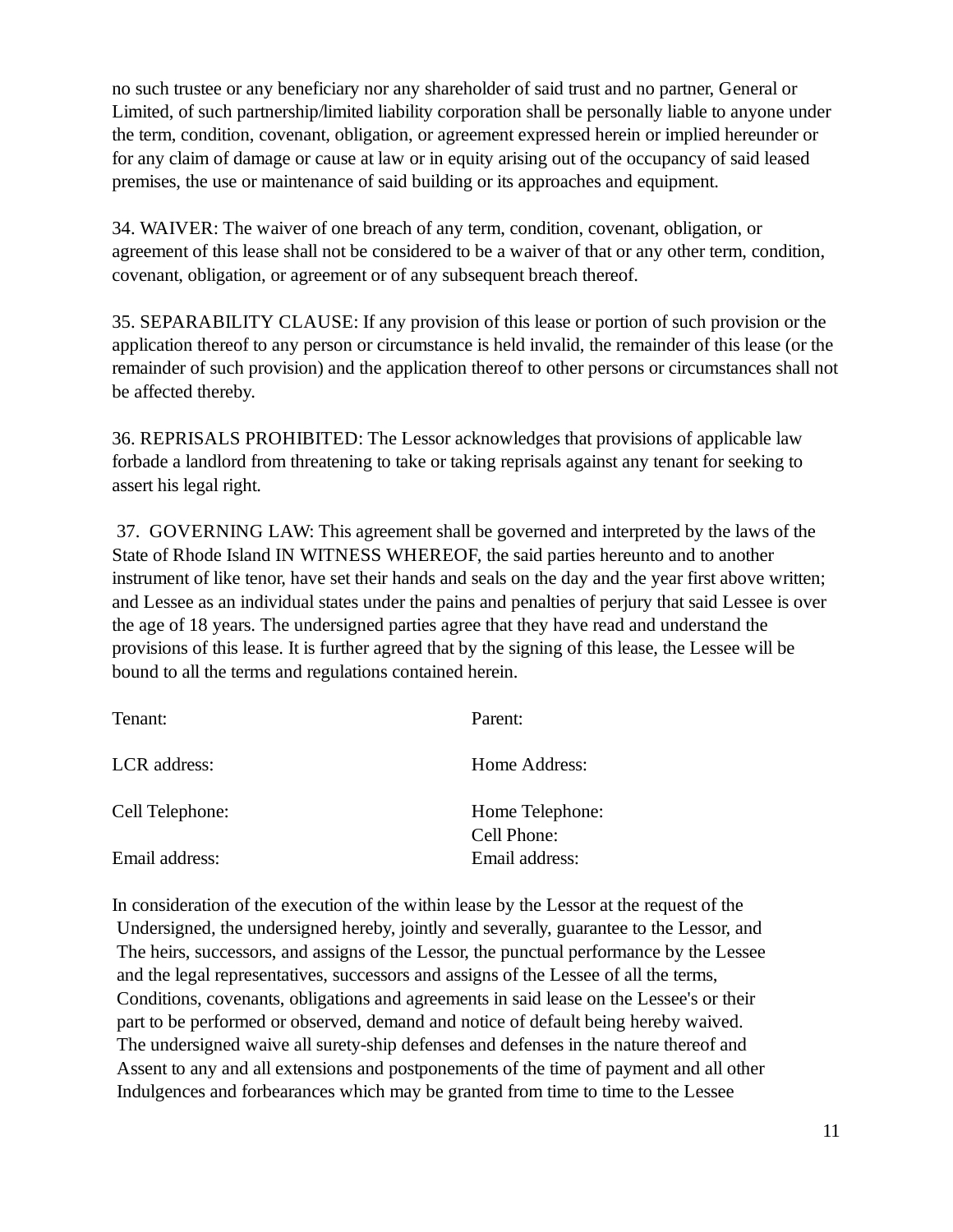no such trustee or any beneficiary nor any shareholder of said trust and no partner, General or Limited, of such partnership/limited liability corporation shall be personally liable to anyone under the term, condition, covenant, obligation, or agreement expressed herein or implied hereunder or for any claim of damage or cause at law or in equity arising out of the occupancy of said leased premises, the use or maintenance of said building or its approaches and equipment.

34. WAIVER: The waiver of one breach of any term, condition, covenant, obligation, or agreement of this lease shall not be considered to be a waiver of that or any other term, condition, covenant, obligation, or agreement or of any subsequent breach thereof.

35. SEPARABILITY CLAUSE: If any provision of this lease or portion of such provision or the application thereof to any person or circumstance is held invalid, the remainder of this lease (or the remainder of such provision) and the application thereof to other persons or circumstances shall not be affected thereby.

36. REPRISALS PROHIBITED: The Lessor acknowledges that provisions of applicable law forbade a landlord from threatening to take or taking reprisals against any tenant for seeking to assert his legal right.

37. GOVERNING LAW: This agreement shall be governed and interpreted by the laws of the State of Rhode Island IN WITNESS WHEREOF, the said parties hereunto and to another instrument of like tenor, have set their hands and seals on the day and the year first above written; and Lessee as an individual states under the pains and penalties of perjury that said Lessee is over the age of 18 years. The undersigned parties agree that they have read and understand the provisions of this lease. It is further agreed that by the signing of this lease, the Lessee will be bound to all the terms and regulations contained herein.

Tenant:

LCR address:

Cell Telephone:

Email address:

Parent:

Home Address:

Home Telephone:

Cell Phone:

Email address:

In consideration of the execution of the within lease by the Lessor at the request of the Undersigned, the undersigned hereby, jointly and severally, guarantee to the Lessor, and The heirs, successors, and assigns of the Lessor, the punctual performance by the Lessee and the legal representatives, successors and assigns of the Lessee of all the terms, Conditions, covenants, obligations and agreements in said lease on the Lessee's or their part to be performed or observed, demand and notice of default being hereby waived. The undersigned waive all surety-ship defenses and defenses in the nature thereof and Assent to any and all extensions and postponements of the time of payment and all other Indulgences and forbearances which may be granted from time to time to the Lessee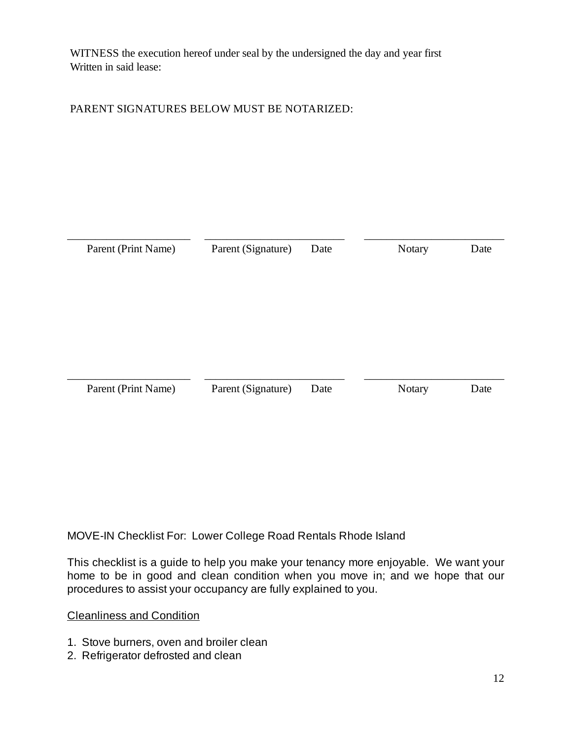WITNESS the execution hereof under seal by the undersigned the day and year first Written in said lease:

PARENT SIGNATURES BELOW MUST BE NOTARIZED:

______________________ ________________________ ________________________
Parent (Print Name) Parent (Signature) Date Notary Date

______________________ ________________________ ________________________
Parent (Print Name) Parent (Signature) Date Notary Date

MOVE-IN Checklist For: Lower College Road Rentals Rhode Island

This checklist is a guide to help you make your tenancy more enjoyable. We want your home to be in good and clean condition when you move in; and we hope that our procedures to assist your occupancy are fully explained to you.

<u>Cleanliness and Condition</u>

1. Stove burners, oven and broiler clean
2. Refrigerator defrosted and clean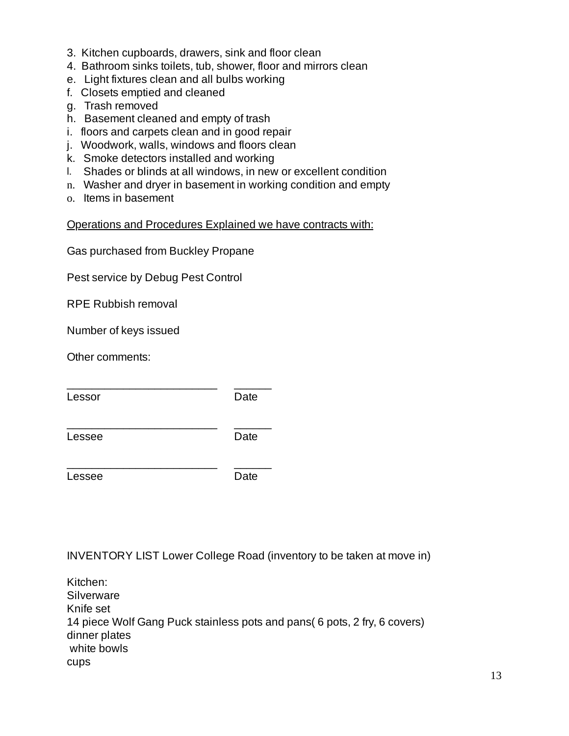3. Kitchen cupboards, drawers, sink and floor clean
4. Bathroom sinks toilets, tub, shower, floor and mirrors clean

e. Light fixtures clean and all bulbs working
f. Closets emptied and cleaned
g. Trash removed
h. Basement cleaned and empty of trash
i. floors and carpets clean and in good repair
j. Woodwork, walls, windows and floors clean
k. Smoke detectors installed and working
l. Shades or blinds at all windows, in new or excellent condition
n. Washer and dryer in basement in working condition and empty
o. Items in basement

<u>Operations and Procedures Explained we have contracts with:</u>

Gas purchased from Buckley Propane

Pest service by Debug Pest Control

RPE Rubbish removal

Number of keys issued

Other comments:

________________________ ______
Lessor Date

________________________ ______
Lessee Date

________________________ ______
Lessee Date

INVENTORY LIST Lower College Road (inventory to be taken at move in)

Kitchen:
Silverware
Knife set
14 piece Wolf Gang Puck stainless pots and pans( 6 pots, 2 fry, 6 covers)
dinner plates
white bowls
cups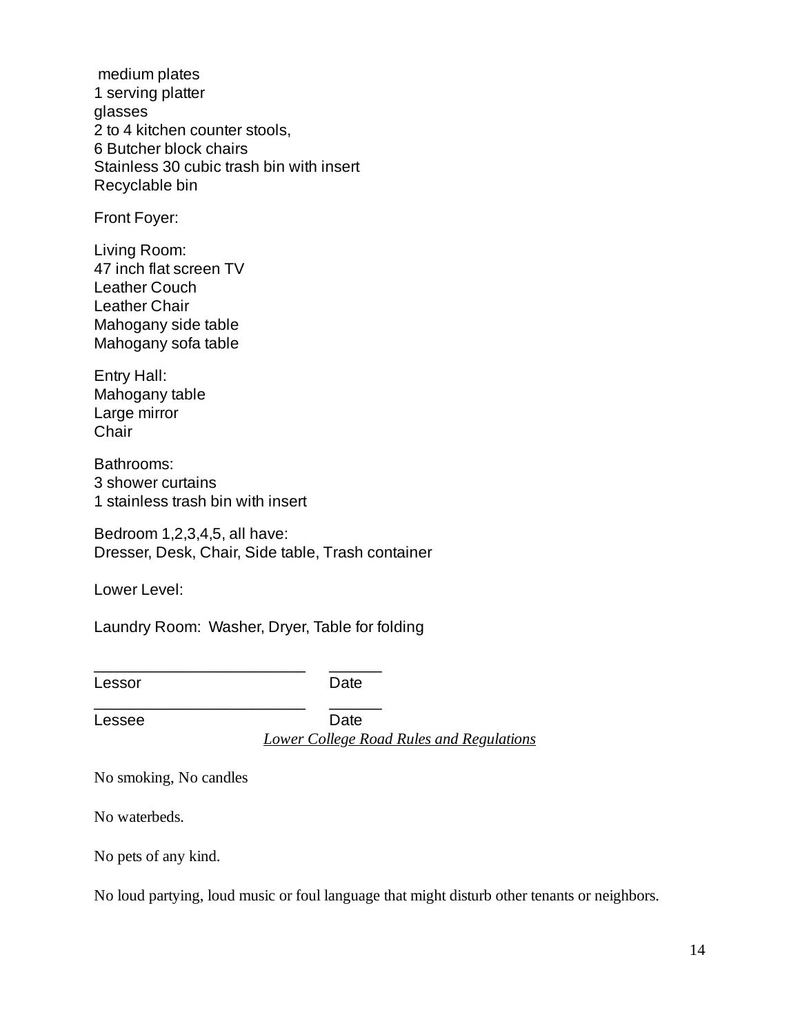medium plates
1 serving platter
glasses
2 to 4 kitchen counter stools,
6 Butcher block chairs
Stainless 30 cubic trash bin with insert
Recyclable bin

Front Foyer:

Living Room:
47 inch flat screen TV
Leather Couch
Leather Chair
Mahogany side table
Mahogany sofa table

Entry Hall:
Mahogany table
Large mirror
Chair

Bathrooms:
3 shower curtains
1 stainless trash bin with insert

Bedroom 1,2,3,4,5, all have:
Dresser, Desk, Chair, Side table, Trash container

Lower Level:

Laundry Room: Washer, Dryer, Table for folding

_________________________ ______
Lessor Date

_________________________ ______
Lessee Date

*Lower College Road Rules and Regulations*

No smoking, No candles

No waterbeds.

No pets of any kind.

No loud partying, loud music or foul language that might disturb other tenants or neighbors.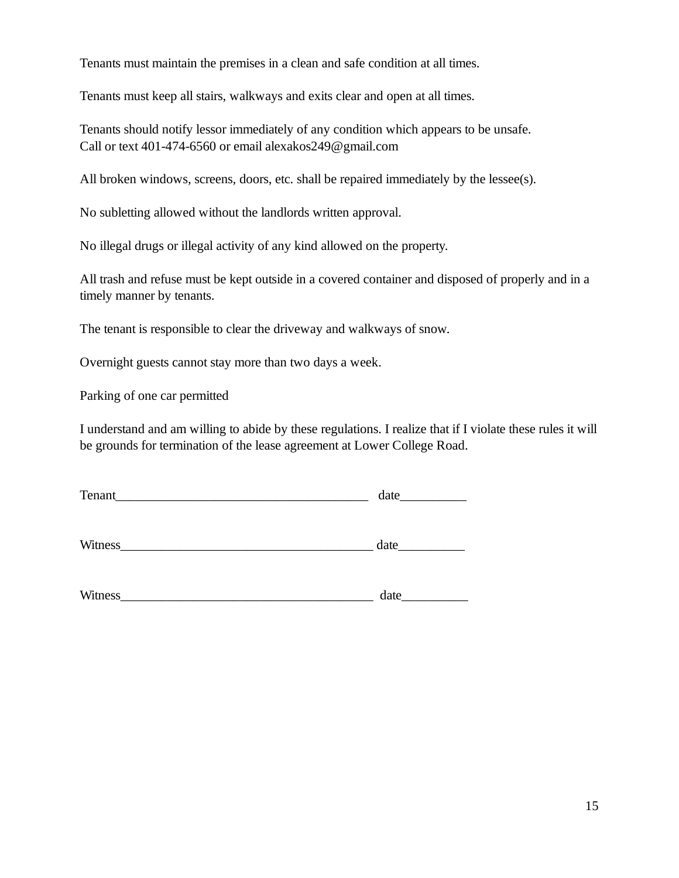Tenants must maintain the premises in a clean and safe condition at all times.

Tenants must keep all stairs, walkways and exits clear and open at all times.

Tenants should notify lessor immediately of any condition which appears to be unsafe.
Call or text 401-474-6560 or email alexakos249@gmail.com

All broken windows, screens, doors, etc. shall be repaired immediately by the lessee(s).

No subletting allowed without the landlords written approval.

No illegal drugs or illegal activity of any kind allowed on the property.

All trash and refuse must be kept outside in a covered container and disposed of properly and in a timely manner by tenants.

The tenant is responsible to clear the driveway and walkways of snow.

Overnight guests cannot stay more than two days a week.

Parking of one car permitted

I understand and am willing to abide by these regulations. I realize that if I violate these rules it will be grounds for termination of the lease agreement at Lower College Road.

Tenant_______________________________________ date__________

Witness_______________________________________ date__________

Witness_______________________________________ date__________